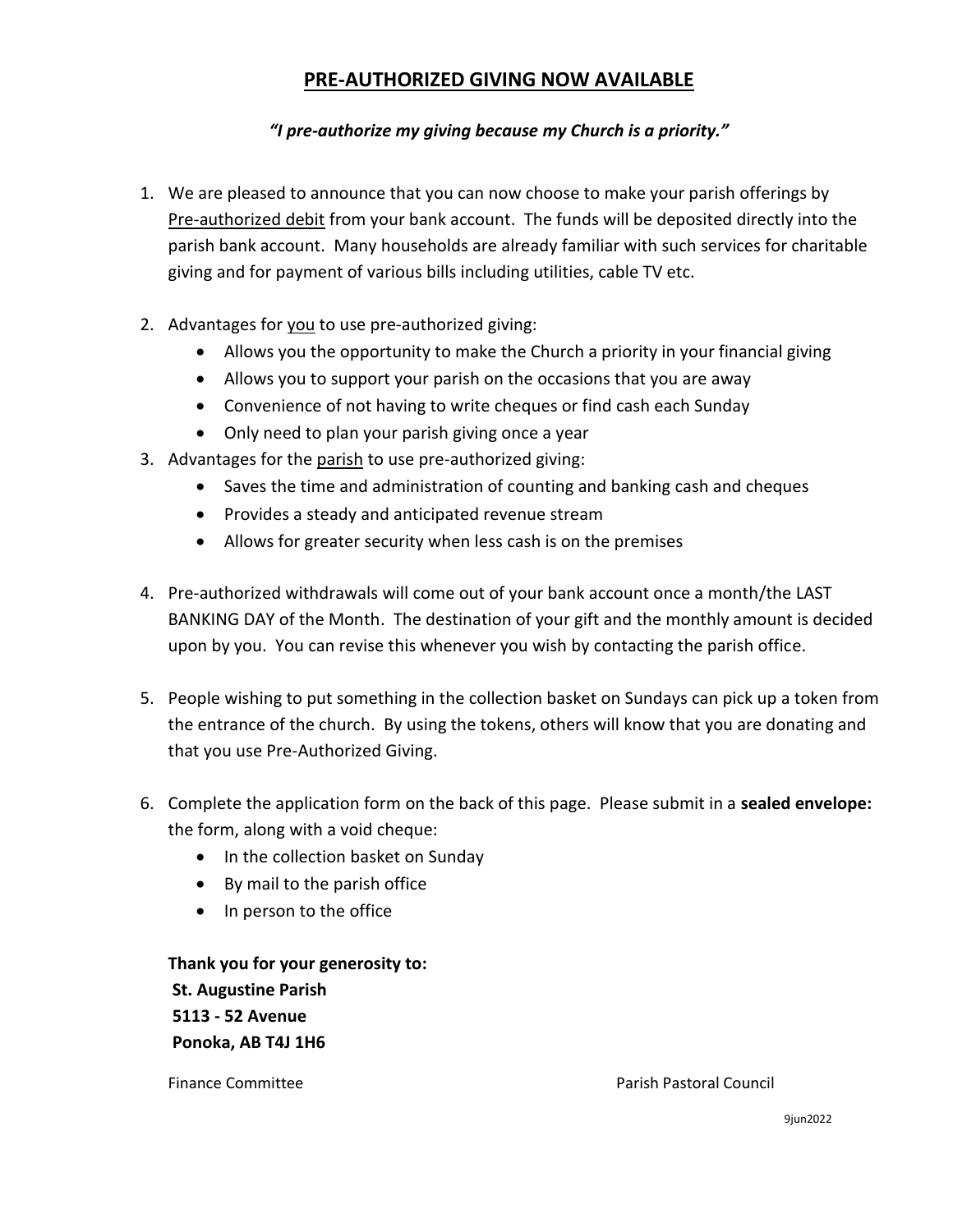# PRE-AUTHORIZED GIVING NOW AVAILABLE

***"I pre-authorize my giving because my Church is a priority."***

1. We are pleased to announce that you can now choose to make your parish offerings by Pre-authorized debit from your bank account. The funds will be deposited directly into the parish bank account. Many households are already familiar with such services for charitable giving and for payment of various bills including utilities, cable TV etc.

2. Advantages for you to use pre-authorized giving:
   - Allows you the opportunity to make the Church a priority in your financial giving
   - Allows you to support your parish on the occasions that you are away
   - Convenience of not having to write cheques or find cash each Sunday
   - Only need to plan your parish giving once a year
3. Advantages for the parish to use pre-authorized giving:
   - Saves the time and administration of counting and banking cash and cheques
   - Provides a steady and anticipated revenue stream
   - Allows for greater security when less cash is on the premises

4. Pre-authorized withdrawals will come out of your bank account once a month/the LAST BANKING DAY of the Month. The destination of your gift and the monthly amount is decided upon by you. You can revise this whenever you wish by contacting the parish office.

5. People wishing to put something in the collection basket on Sundays can pick up a token from the entrance of the church. By using the tokens, others will know that you are donating and that you use Pre-Authorized Giving.

6. Complete the application form on the back of this page. Please submit in a **sealed envelope:** the form, along with a void cheque:
   - In the collection basket on Sunday
   - By mail to the parish office
   - In person to the office

**Thank you for your generosity to:**
**St. Augustine Parish**
**5113 - 52 Avenue**
**Ponoka, AB T4J 1H6**

Finance Committee

Parish Pastoral Council

9jun2022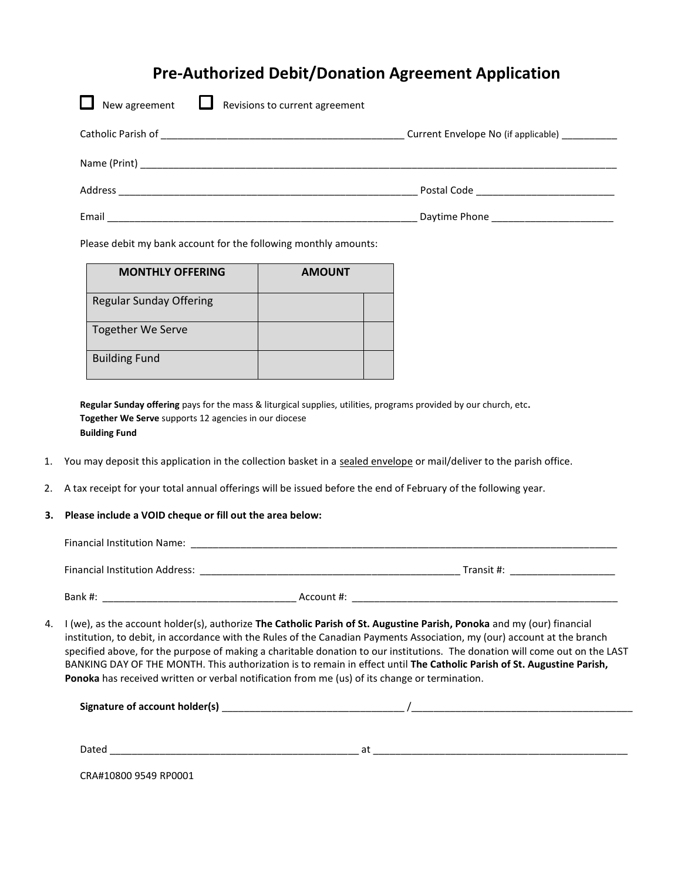# Pre-Authorized Debit/Donation Agreement Application

☐ New agreement ☐ Revisions to current agreement

Catholic Parish of _____________________________________________ Current Envelope No (if applicable) __________

Name (Print) ______________________________________________________________________________________

Address _______________________________________________________ Postal Code _________________________

Email _________________________________________________________ Daytime Phone ______________________

Please debit my bank account for the following monthly amounts:

| MONTHLY OFFERING | AMOUNT | |
|---|---|---|
| Regular Sunday Offering | | |
| Together We Serve | | |
| Building Fund | | |

**Regular Sunday offering** pays for the mass & liturgical supplies, utilities, programs provided by our church, etc**.**
**Together We Serve** supports 12 agencies in our diocese
**Building Fund**

1. You may deposit this application in the collection basket in a sealed envelope or mail/deliver to the parish office.

2. A tax receipt for your total annual offerings will be issued before the end of February of the following year.

3. **Please include a VOID cheque or fill out the area below:**

   Financial Institution Name: ___________________________________________________________________________

   Financial Institution Address: _________________________________________________ Transit #: ___________________

   Bank #: __________________________________ Account #: ___________________________________________________

4. I (we), as the account holder(s), authorize **The Catholic Parish of St. Augustine Parish, Ponoka** and my (our) financial institution, to debit, in accordance with the Rules of the Canadian Payments Association, my (our) account at the branch specified above, for the purpose of making a charitable donation to our institutions. The donation will come out on the LAST BANKING DAY OF THE MONTH. This authorization is to remain in effect until **The Catholic Parish of St. Augustine Parish, Ponoka** has received written or verbal notification from me (us) of its change or termination.

   **Signature of account holder(s)** _________________________________ /________________________________________

   Dated _____________________________________________ at _______________________________________________

   CRA#10800 9549 RP0001